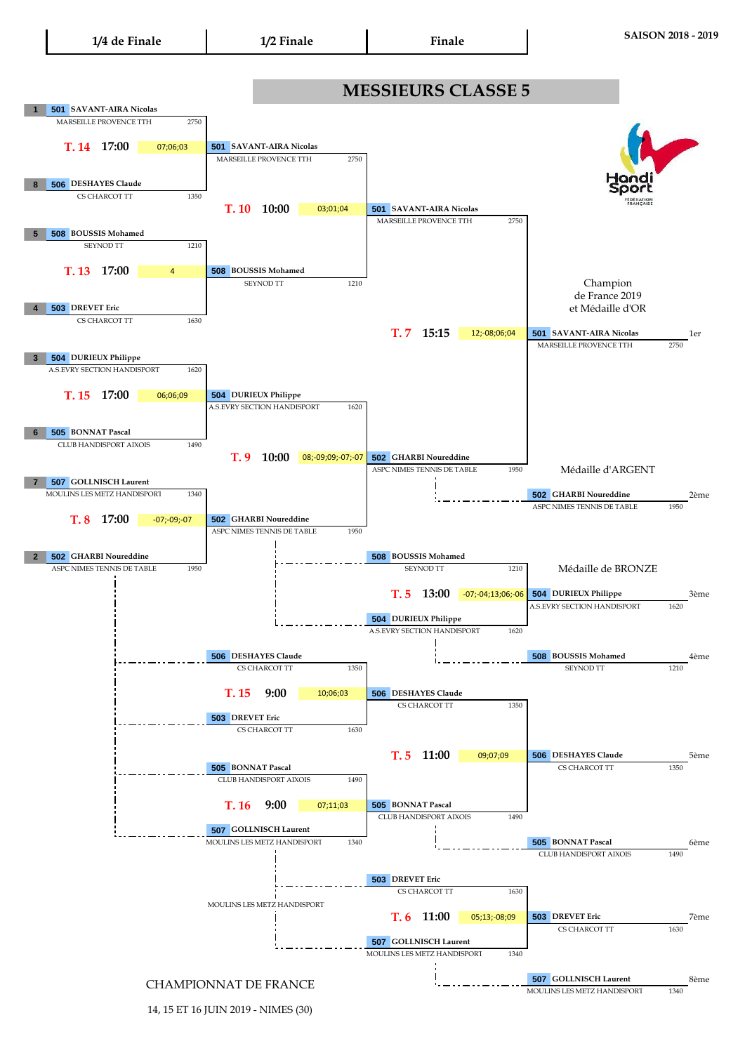# MESSIEURS CLASSE 5

**SAISON 2018 - 2019**

## 1/4 de Finale

| Seed | N° | Joueur | Club | Points |
|---|---|---|---|---|
| 1 | 501 | SAVANT-AIRA Nicolas | MARSEILLE PROVENCE TTH | 2750 |
| 8 | 506 | DESHAYES Claude | CS CHARCOT TT | 1350 |
| 5 | 508 | BOUSSIS Mohamed | SEYNOD TT | 1210 |
| 4 | 503 | DREVET Eric | CS CHARCOT TT | 1630 |
| 3 | 504 | DURIEUX Philippe | A.S.EVRY SECTION HANDISPORT | 1620 |
| 6 | 505 | BONNAT Pascal | CLUB HANDISPORT AIXOIS | 1490 |
| 7 | 507 | GOLLNISCH Laurent | MOULINS LES METZ HANDISPORT | 1340 |
| 2 | 502 | GHARBI Noureddine | ASPC NIMES TENNIS DE TABLE | 1950 |

| Match | Table | Heure | Score | Vainqueur |
|---|---|---|---|---|
| 501 - 506 | T. 14 | 17:00 | 07;06;03 | 501 SAVANT-AIRA Nicolas (MARSEILLE PROVENCE TTH, 2750) |
| 508 - 503 | T. 13 | 17:00 | 4 | 508 BOUSSIS Mohamed (SEYNOD TT, 1210) |
| 504 - 505 | T. 15 | 17:00 | 06;06;09 | 504 DURIEUX Philippe (A.S.EVRY SECTION HANDISPORT, 1620) |
| 507 - 502 | T. 8 | 17:00 | -07;-09;-07 | 502 GHARBI Noureddine (ASPC NIMES TENNIS DE TABLE, 1950) |

## 1/2 Finale

| Match | Table | Heure | Score | Vainqueur |
|---|---|---|---|---|
| 501 - 508 | T. 10 | 10:00 | 03;01;04 | 501 SAVANT-AIRA Nicolas (MARSEILLE PROVENCE TTH, 2750) |
| 504 - 502 | T. 9 | 10:00 | 08;-09;09;-07;-07 | 502 GHARBI Noureddine (ASPC NIMES TENNIS DE TABLE, 1950) |

## Finale

| Match | Table | Heure | Score | Vainqueur |
|---|---|---|---|---|
| 501 - 502 | T. 7 | 15:15 | 12;-08;06;04 | 501 SAVANT-AIRA Nicolas (MARSEILLE PROVENCE TTH, 2750) |

Champion de France 2019 et Médaille d'OR

## Places 3 à 8

| Match | Table | Heure | Score |
|---|---|---|---|
| 508 BOUSSIS Mohamed - 504 DURIEUX Philippe | T. 5 | 13:00 | -07;-04;13;06;-06 |
| 506 DESHAYES Claude - 503 DREVET Eric | T. 15 | 9:00 | 10;06;03 |
| 505 BONNAT Pascal - 507 GOLLNISCH Laurent | T. 16 | 9:00 | 07;11;03 |
| 506 DESHAYES Claude - 505 BONNAT Pascal | T. 5 | 11:00 | 09;07;09 |
| 503 DREVET Eric - 507 GOLLNISCH Laurent | T. 6 | 11:00 | 05;13;-08;09 |

MOULINS LES METZ HANDISPORT

## Classement final

| Place | N° | Joueur | Club | Points |
|---|---|---|---|---|
| 1er | 501 | SAVANT-AIRA Nicolas | MARSEILLE PROVENCE TTH | 2750 |
| 2ème (Médaille d'ARGENT) | 502 | GHARBI Noureddine | ASPC NIMES TENNIS DE TABLE | 1950 |
| 3ème (Médaille de BRONZE) | 504 | DURIEUX Philippe | A.S.EVRY SECTION HANDISPORT | 1620 |
| 4ème | 508 | BOUSSIS Mohamed | SEYNOD TT | 1210 |
| 5ème | 506 | DESHAYES Claude | CS CHARCOT TT | 1350 |
| 6ème | 505 | BONNAT Pascal | CLUB HANDISPORT AIXOIS | 1490 |
| 7ème | 503 | DREVET Eric | CS CHARCOT TT | 1630 |
| 8ème | 507 | GOLLNISCH Laurent | MOULINS LES METZ HANDISPORT | 1340 |

Handi Sport FÉDÉRATION FRANÇAISE

CHAMPIONNAT DE FRANCE

14, 15 ET 16 JUIN 2019 - NIMES (30)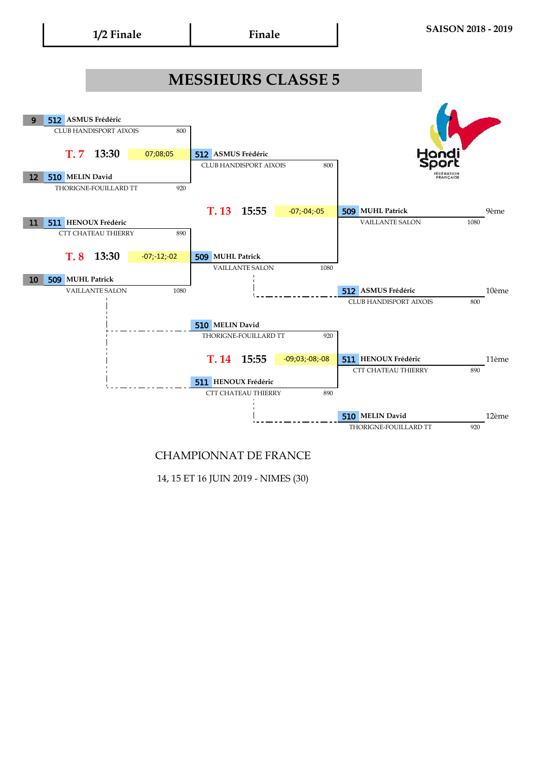| 1/2 Finale | Finale |
|---|---|

**SAISON 2018 - 2019**

# MESSIEURS CLASSE 5

9 | 512 ASMUS Frédéric
CLUB HANDISPORT AIXOIS 800

T. 7 13:30 07;08;05

12 | 510 MELIN David
THORIGNE-FOUILLARD TT 920

512 ASMUS Frédéric
CLUB HANDISPORT AIXOIS 800

T. 13 15:55 -07;-04;-05

509 MUHL Patrick
VAILLANTE SALON 1080 — 9ème

11 | 511 HENOUX Frédéric
CTT CHATEAU THIERRY 890

T. 8 13:30 -07;-12;-02

10 | 509 MUHL Patrick
VAILLANTE SALON 1080

509 MUHL Patrick
VAILLANTE SALON 1080

512 ASMUS Frédéric
CLUB HANDISPORT AIXOIS 800 — 10ème

510 MELIN David
THORIGNE-FOUILLARD TT 920

T. 14 15:55 -09;03;-08;-08

511 HENOUX Frédéric
CTT CHATEAU THIERRY 890 — 11ème

511 HENOUX Frédéric
CTT CHATEAU THIERRY 890

510 MELIN David
THORIGNE-FOUILLARD TT 920 — 12ème

CHAMPIONNAT DE FRANCE

14, 15 ET 16 JUIN 2019 - NIMES (30)